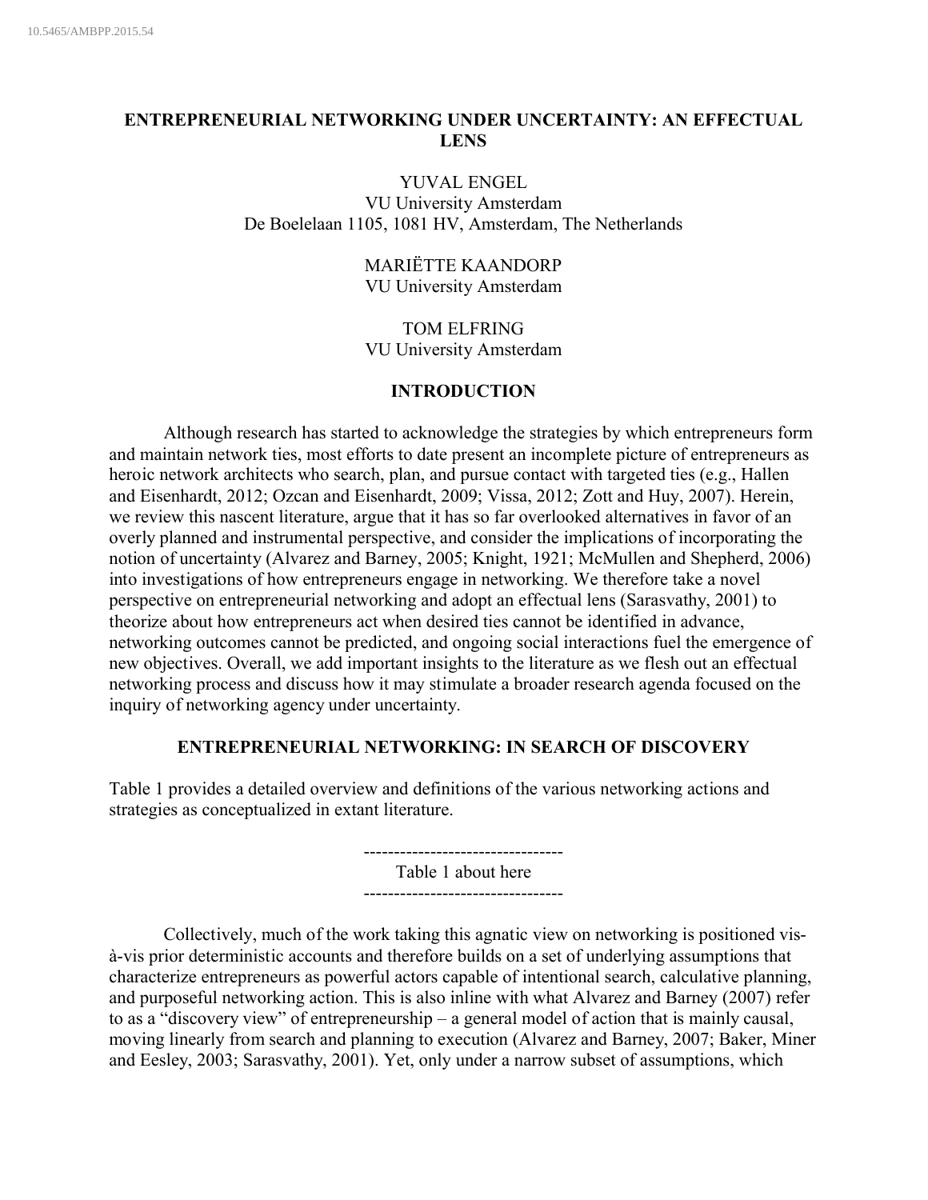10.5465/AMBPP.2015.54

# ENTREPRENEURIAL NETWORKING UNDER UNCERTAINTY: AN EFFECTUAL LENS

YUVAL ENGEL
VU University Amsterdam
De Boelelaan 1105, 1081 HV, Amsterdam, The Netherlands

MARIËTTE KAANDORP
VU University Amsterdam

TOM ELFRING
VU University Amsterdam

## INTRODUCTION

Although research has started to acknowledge the strategies by which entrepreneurs form and maintain network ties, most efforts to date present an incomplete picture of entrepreneurs as heroic network architects who search, plan, and pursue contact with targeted ties (e.g., Hallen and Eisenhardt, 2012; Ozcan and Eisenhardt, 2009; Vissa, 2012; Zott and Huy, 2007). Herein, we review this nascent literature, argue that it has so far overlooked alternatives in favor of an overly planned and instrumental perspective, and consider the implications of incorporating the notion of uncertainty (Alvarez and Barney, 2005; Knight, 1921; McMullen and Shepherd, 2006) into investigations of how entrepreneurs engage in networking. We therefore take a novel perspective on entrepreneurial networking and adopt an effectual lens (Sarasvathy, 2001) to theorize about how entrepreneurs act when desired ties cannot be identified in advance, networking outcomes cannot be predicted, and ongoing social interactions fuel the emergence of new objectives. Overall, we add important insights to the literature as we flesh out an effectual networking process and discuss how it may stimulate a broader research agenda focused on the inquiry of networking agency under uncertainty.

## ENTREPRENEURIAL NETWORKING: IN SEARCH OF DISCOVERY

Table 1 provides a detailed overview and definitions of the various networking actions and strategies as conceptualized in extant literature.

---------------------------------
Table 1 about here
---------------------------------

Collectively, much of the work taking this agnatic view on networking is positioned vis-à-vis prior deterministic accounts and therefore builds on a set of underlying assumptions that characterize entrepreneurs as powerful actors capable of intentional search, calculative planning, and purposeful networking action. This is also inline with what Alvarez and Barney (2007) refer to as a "discovery view" of entrepreneurship – a general model of action that is mainly causal, moving linearly from search and planning to execution (Alvarez and Barney, 2007; Baker, Miner and Eesley, 2003; Sarasvathy, 2001). Yet, only under a narrow subset of assumptions, which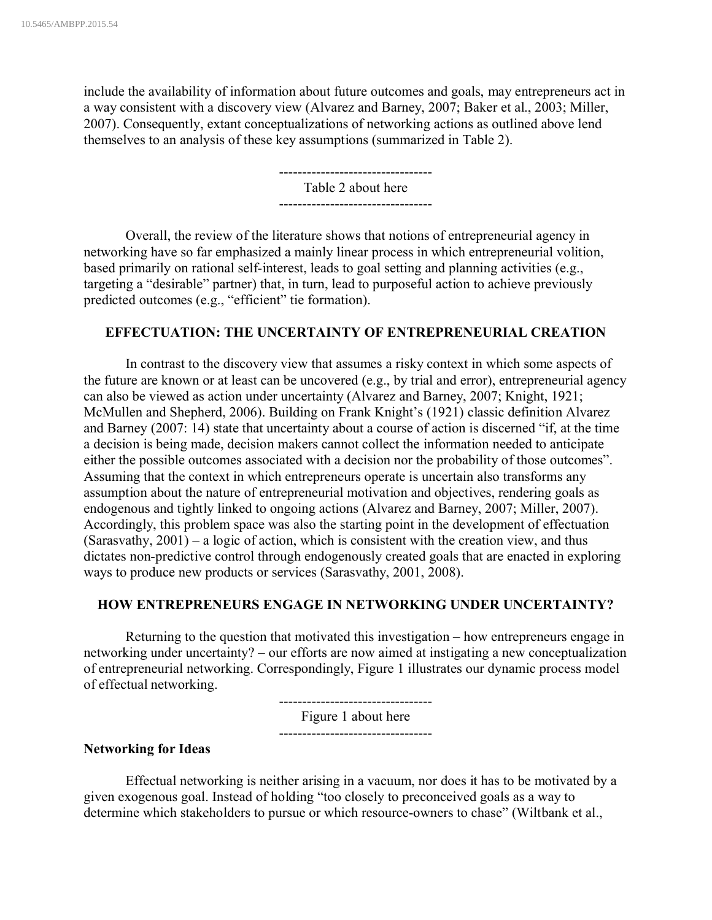include the availability of information about future outcomes and goals, may entrepreneurs act in a way consistent with a discovery view (Alvarez and Barney, 2007; Baker et al., 2003; Miller, 2007). Consequently, extant conceptualizations of networking actions as outlined above lend themselves to an analysis of these key assumptions (summarized in Table 2).

---------------------------------
Table 2 about here
---------------------------------

Overall, the review of the literature shows that notions of entrepreneurial agency in networking have so far emphasized a mainly linear process in which entrepreneurial volition, based primarily on rational self-interest, leads to goal setting and planning activities (e.g., targeting a "desirable" partner) that, in turn, lead to purposeful action to achieve previously predicted outcomes (e.g., "efficient" tie formation).

## EFFECTUATION: THE UNCERTAINTY OF ENTREPRENEURIAL CREATION

In contrast to the discovery view that assumes a risky context in which some aspects of the future are known or at least can be uncovered (e.g., by trial and error), entrepreneurial agency can also be viewed as action under uncertainty (Alvarez and Barney, 2007; Knight, 1921; McMullen and Shepherd, 2006). Building on Frank Knight's (1921) classic definition Alvarez and Barney (2007: 14) state that uncertainty about a course of action is discerned "if, at the time a decision is being made, decision makers cannot collect the information needed to anticipate either the possible outcomes associated with a decision nor the probability of those outcomes". Assuming that the context in which entrepreneurs operate is uncertain also transforms any assumption about the nature of entrepreneurial motivation and objectives, rendering goals as endogenous and tightly linked to ongoing actions (Alvarez and Barney, 2007; Miller, 2007). Accordingly, this problem space was also the starting point in the development of effectuation (Sarasvathy, 2001) – a logic of action, which is consistent with the creation view, and thus dictates non-predictive control through endogenously created goals that are enacted in exploring ways to produce new products or services (Sarasvathy, 2001, 2008).

## HOW ENTREPRENEURS ENGAGE IN NETWORKING UNDER UNCERTAINTY?

Returning to the question that motivated this investigation – how entrepreneurs engage in networking under uncertainty? – our efforts are now aimed at instigating a new conceptualization of entrepreneurial networking. Correspondingly, Figure 1 illustrates our dynamic process model of effectual networking.

---------------------------------
Figure 1 about here
---------------------------------

### Networking for Ideas

Effectual networking is neither arising in a vacuum, nor does it has to be motivated by a given exogenous goal. Instead of holding "too closely to preconceived goals as a way to determine which stakeholders to pursue or which resource-owners to chase" (Wiltbank et al.,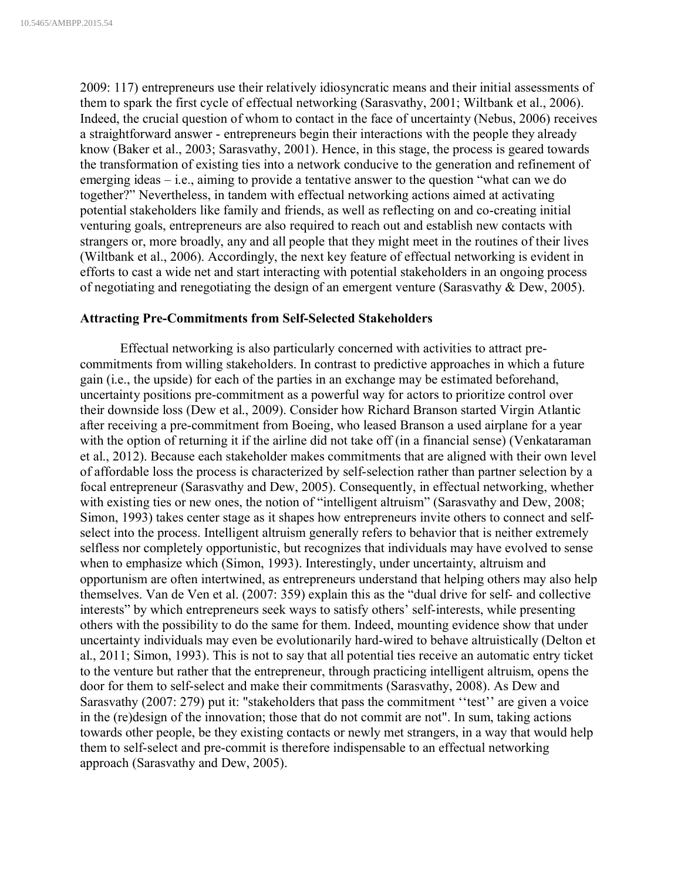2009: 117) entrepreneurs use their relatively idiosyncratic means and their initial assessments of them to spark the first cycle of effectual networking (Sarasvathy, 2001; Wiltbank et al., 2006). Indeed, the crucial question of whom to contact in the face of uncertainty (Nebus, 2006) receives a straightforward answer - entrepreneurs begin their interactions with the people they already know (Baker et al., 2003; Sarasvathy, 2001). Hence, in this stage, the process is geared towards the transformation of existing ties into a network conducive to the generation and refinement of emerging ideas – i.e., aiming to provide a tentative answer to the question "what can we do together?" Nevertheless, in tandem with effectual networking actions aimed at activating potential stakeholders like family and friends, as well as reflecting on and co-creating initial venturing goals, entrepreneurs are also required to reach out and establish new contacts with strangers or, more broadly, any and all people that they might meet in the routines of their lives (Wiltbank et al., 2006). Accordingly, the next key feature of effectual networking is evident in efforts to cast a wide net and start interacting with potential stakeholders in an ongoing process of negotiating and renegotiating the design of an emergent venture (Sarasvathy & Dew, 2005).

**Attracting Pre-Commitments from Self-Selected Stakeholders**

Effectual networking is also particularly concerned with activities to attract pre-commitments from willing stakeholders. In contrast to predictive approaches in which a future gain (i.e., the upside) for each of the parties in an exchange may be estimated beforehand, uncertainty positions pre-commitment as a powerful way for actors to prioritize control over their downside loss (Dew et al., 2009). Consider how Richard Branson started Virgin Atlantic after receiving a pre-commitment from Boeing, who leased Branson a used airplane for a year with the option of returning it if the airline did not take off (in a financial sense) (Venkataraman et al., 2012). Because each stakeholder makes commitments that are aligned with their own level of affordable loss the process is characterized by self-selection rather than partner selection by a focal entrepreneur (Sarasvathy and Dew, 2005). Consequently, in effectual networking, whether with existing ties or new ones, the notion of "intelligent altruism" (Sarasvathy and Dew, 2008; Simon, 1993) takes center stage as it shapes how entrepreneurs invite others to connect and self-select into the process. Intelligent altruism generally refers to behavior that is neither extremely selfless nor completely opportunistic, but recognizes that individuals may have evolved to sense when to emphasize which (Simon, 1993). Interestingly, under uncertainty, altruism and opportunism are often intertwined, as entrepreneurs understand that helping others may also help themselves. Van de Ven et al. (2007: 359) explain this as the "dual drive for self- and collective interests" by which entrepreneurs seek ways to satisfy others' self-interests, while presenting others with the possibility to do the same for them. Indeed, mounting evidence show that under uncertainty individuals may even be evolutionarily hard-wired to behave altruistically (Delton et al., 2011; Simon, 1993). This is not to say that all potential ties receive an automatic entry ticket to the venture but rather that the entrepreneur, through practicing intelligent altruism, opens the door for them to self-select and make their commitments (Sarasvathy, 2008). As Dew and Sarasvathy (2007: 279) put it: "stakeholders that pass the commitment ''test'' are given a voice in the (re)design of the innovation; those that do not commit are not". In sum, taking actions towards other people, be they existing contacts or newly met strangers, in a way that would help them to self-select and pre-commit is therefore indispensable to an effectual networking approach (Sarasvathy and Dew, 2005).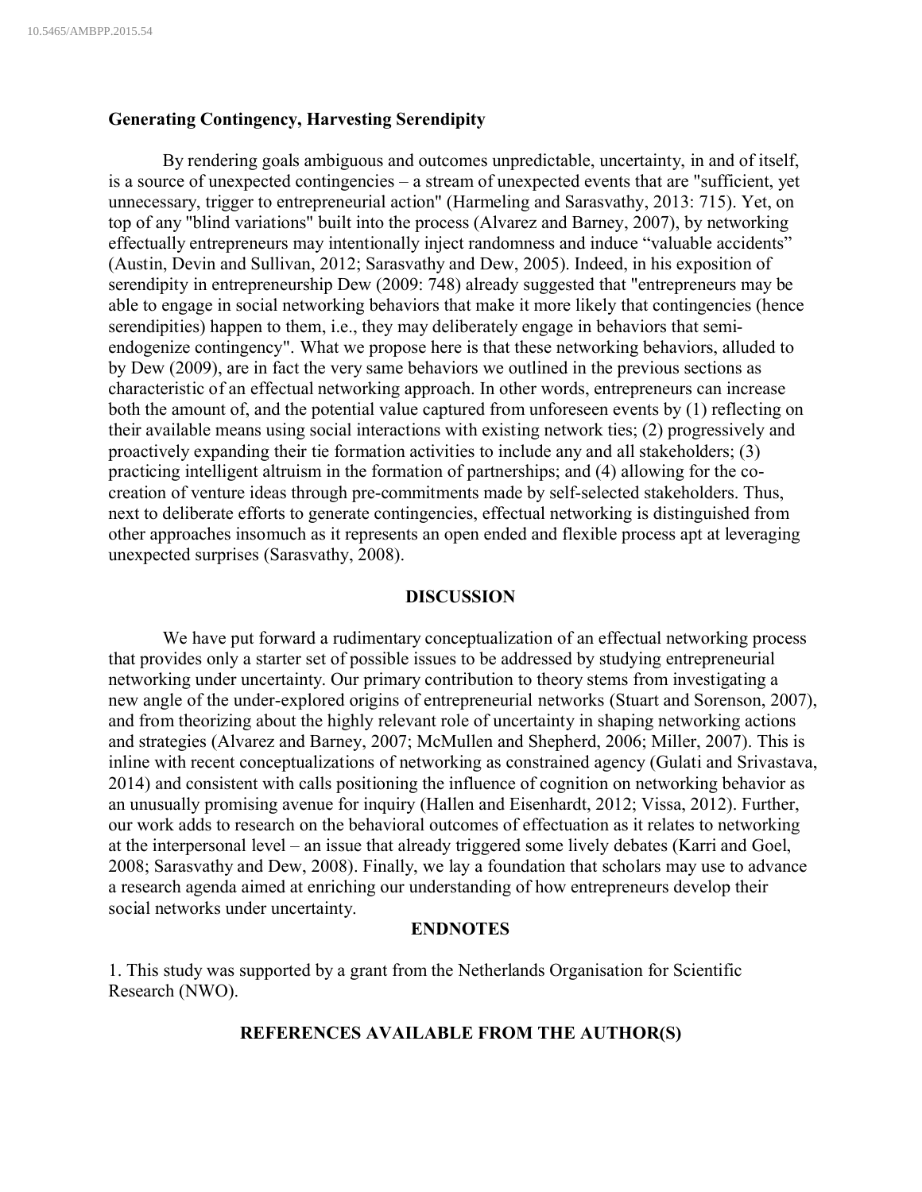### Generating Contingency, Harvesting Serendipity

By rendering goals ambiguous and outcomes unpredictable, uncertainty, in and of itself, is a source of unexpected contingencies – a stream of unexpected events that are "sufficient, yet unnecessary, trigger to entrepreneurial action" (Harmeling and Sarasvathy, 2013: 715). Yet, on top of any "blind variations" built into the process (Alvarez and Barney, 2007), by networking effectually entrepreneurs may intentionally inject randomness and induce "valuable accidents" (Austin, Devin and Sullivan, 2012; Sarasvathy and Dew, 2005). Indeed, in his exposition of serendipity in entrepreneurship Dew (2009: 748) already suggested that "entrepreneurs may be able to engage in social networking behaviors that make it more likely that contingencies (hence serendipities) happen to them, i.e., they may deliberately engage in behaviors that semi-endogenize contingency". What we propose here is that these networking behaviors, alluded to by Dew (2009), are in fact the very same behaviors we outlined in the previous sections as characteristic of an effectual networking approach. In other words, entrepreneurs can increase both the amount of, and the potential value captured from unforeseen events by (1) reflecting on their available means using social interactions with existing network ties; (2) progressively and proactively expanding their tie formation activities to include any and all stakeholders; (3) practicing intelligent altruism in the formation of partnerships; and (4) allowing for the co-creation of venture ideas through pre-commitments made by self-selected stakeholders. Thus, next to deliberate efforts to generate contingencies, effectual networking is distinguished from other approaches insomuch as it represents an open ended and flexible process apt at leveraging unexpected surprises (Sarasvathy, 2008).

## DISCUSSION

We have put forward a rudimentary conceptualization of an effectual networking process that provides only a starter set of possible issues to be addressed by studying entrepreneurial networking under uncertainty. Our primary contribution to theory stems from investigating a new angle of the under-explored origins of entrepreneurial networks (Stuart and Sorenson, 2007), and from theorizing about the highly relevant role of uncertainty in shaping networking actions and strategies (Alvarez and Barney, 2007; McMullen and Shepherd, 2006; Miller, 2007). This is inline with recent conceptualizations of networking as constrained agency (Gulati and Srivastava, 2014) and consistent with calls positioning the influence of cognition on networking behavior as an unusually promising avenue for inquiry (Hallen and Eisenhardt, 2012; Vissa, 2012). Further, our work adds to research on the behavioral outcomes of effectuation as it relates to networking at the interpersonal level – an issue that already triggered some lively debates (Karri and Goel, 2008; Sarasvathy and Dew, 2008). Finally, we lay a foundation that scholars may use to advance a research agenda aimed at enriching our understanding of how entrepreneurs develop their social networks under uncertainty.

## ENDNOTES

1. This study was supported by a grant from the Netherlands Organisation for Scientific Research (NWO).

## REFERENCES AVAILABLE FROM THE AUTHOR(S)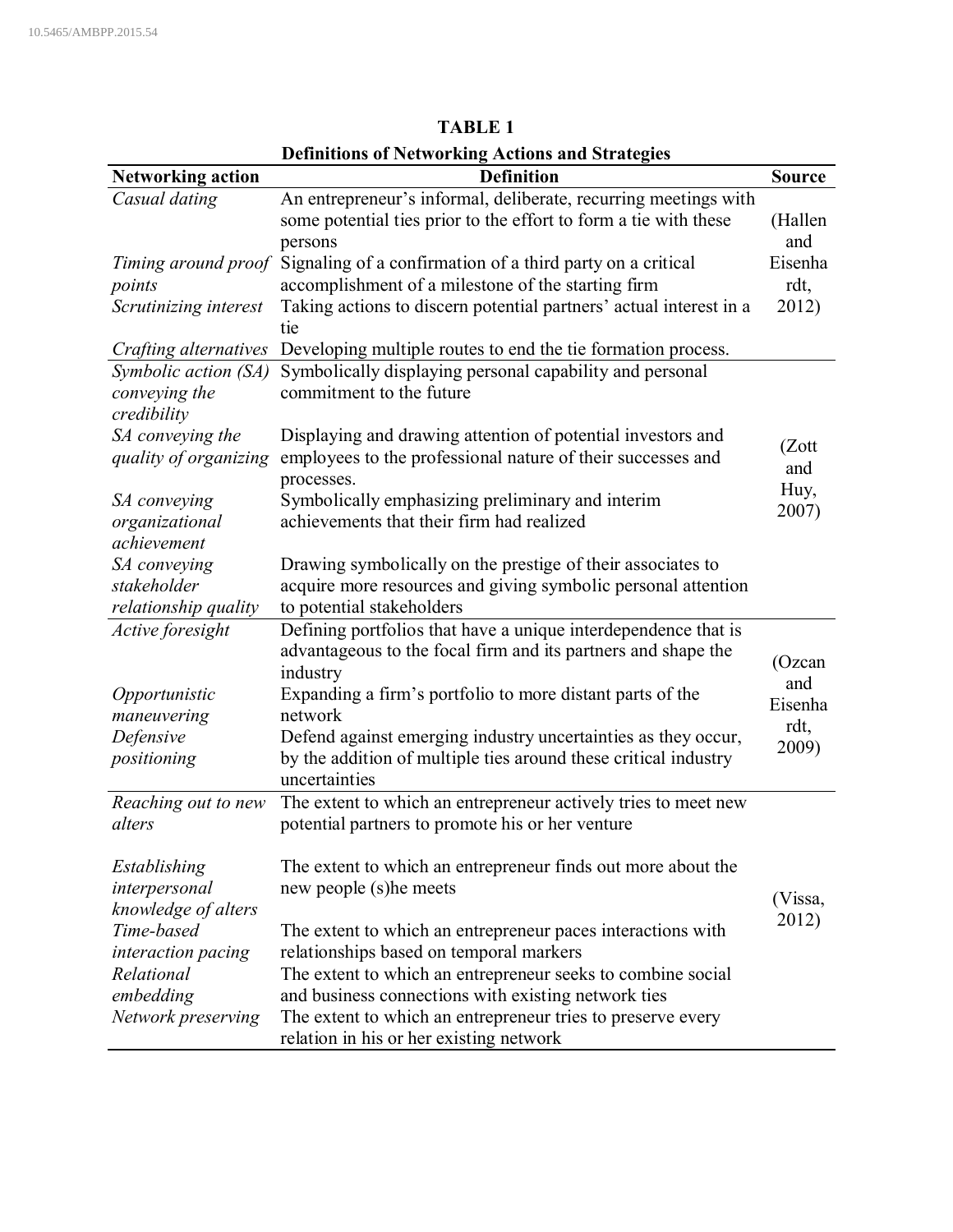**TABLE 1**

**Definitions of Networking Actions and Strategies**

| Networking action | Definition | Source |
|---|---|---|
| *Casual dating* | An entrepreneur's informal, deliberate, recurring meetings with some potential ties prior to the effort to form a tie with these persons | (Hallen and Eisenhardt, 2012) |
| *Timing around proof points* | Signaling of a confirmation of a third party on a critical accomplishment of a milestone of the starting firm | |
| *Scrutinizing interest* | Taking actions to discern potential partners' actual interest in a tie | |
| *Crafting alternatives* | Developing multiple routes to end the tie formation process. | |
| *Symbolic action (SA) conveying the credibility* | Symbolically displaying personal capability and personal commitment to the future | (Zott and Huy, 2007) |
| *SA conveying the quality of organizing* | Displaying and drawing attention of potential investors and employees to the professional nature of their successes and processes. | |
| *SA conveying organizational achievement* | Symbolically emphasizing preliminary and interim achievements that their firm had realized | |
| *SA conveying stakeholder relationship quality* | Drawing symbolically on the prestige of their associates to acquire more resources and giving symbolic personal attention to potential stakeholders | |
| *Active foresight* | Defining portfolios that have a unique interdependence that is advantageous to the focal firm and its partners and shape the industry | (Ozcan and Eisenhardt, 2009) |
| *Opportunistic maneuvering* | Expanding a firm's portfolio to more distant parts of the network | |
| *Defensive positioning* | Defend against emerging industry uncertainties as they occur, by the addition of multiple ties around these critical industry uncertainties | |
| *Reaching out to new alters* | The extent to which an entrepreneur actively tries to meet new potential partners to promote his or her venture | (Vissa, 2012) |
| *Establishing interpersonal knowledge of alters* | The extent to which an entrepreneur finds out more about the new people (s)he meets | |
| *Time-based interaction pacing* | The extent to which an entrepreneur paces interactions with relationships based on temporal markers | |
| *Relational embedding* | The extent to which an entrepreneur seeks to combine social and business connections with existing network ties | |
| *Network preserving* | The extent to which an entrepreneur tries to preserve every relation in his or her existing network | |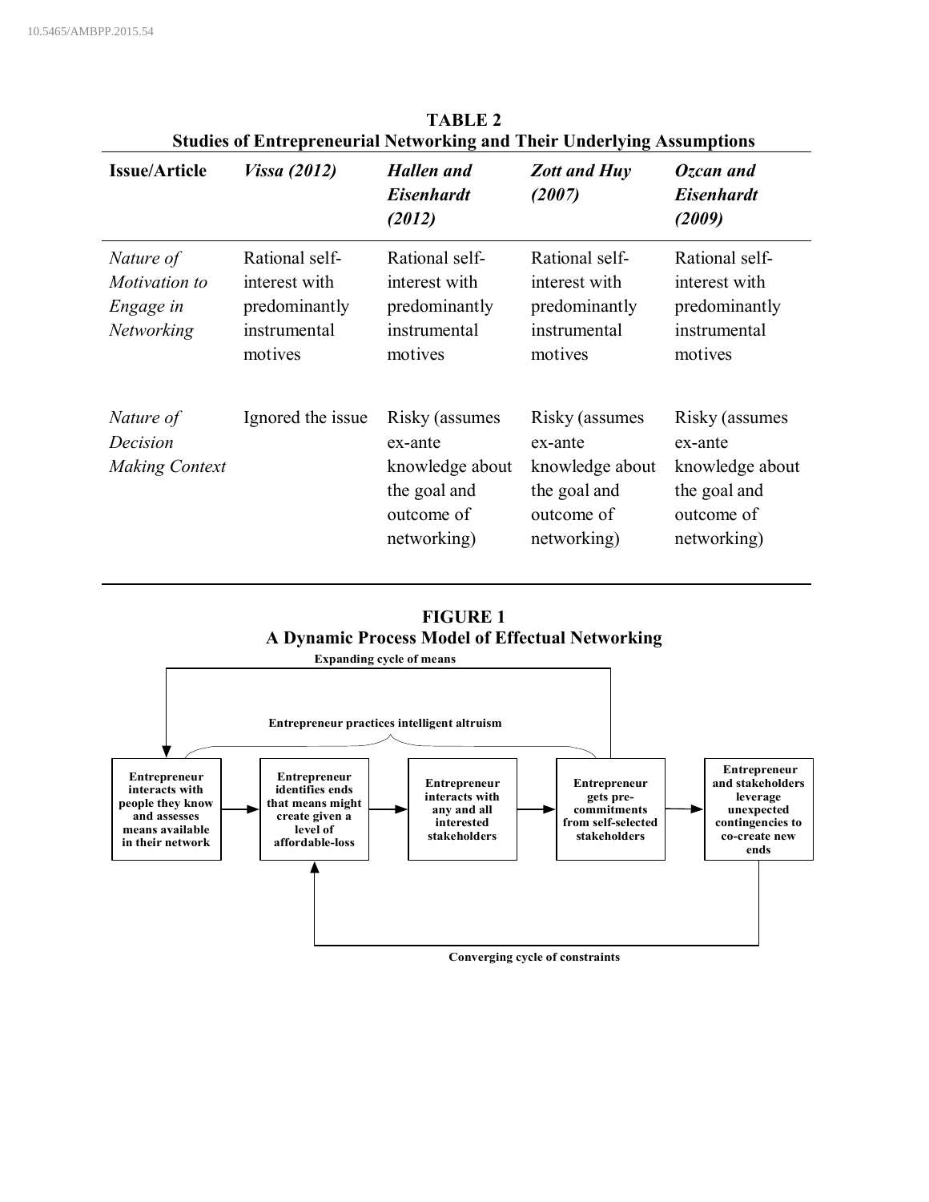**TABLE 2**
**Studies of Entrepreneurial Networking and Their Underlying Assumptions**

| **Issue/Article** | ***Vissa (2012)*** | ***Hallen and Eisenhardt (2012)*** | ***Zott and Huy (2007)*** | ***Ozcan and Eisenhardt (2009)*** |
|---|---|---|---|---|
| *Nature of Motivation to Engage in Networking* | Rational self-interest with predominantly instrumental motives | Rational self-interest with predominantly instrumental motives | Rational self-interest with predominantly instrumental motives | Rational self-interest with predominantly instrumental motives |
| *Nature of Decision Making Context* | Ignored the issue | Risky (assumes ex-ante knowledge about the goal and outcome of networking) | Risky (assumes ex-ante knowledge about the goal and outcome of networking) | Risky (assumes ex-ante knowledge about the goal and outcome of networking) |

**FIGURE 1**
**A Dynamic Process Model of Effectual Networking**

Expanding cycle of means

Entrepreneur practices intelligent altruism

Entrepreneur interacts with people they know and assesses means available in their network

Entrepreneur identifies ends that means might create given a level of affordable-loss

Entrepreneur interacts with any and all interested stakeholders

Entrepreneur gets pre-commitments from self-selected stakeholders

Entrepreneur and stakeholders leverage unexpected contingencies to co-create new ends

Converging cycle of constraints